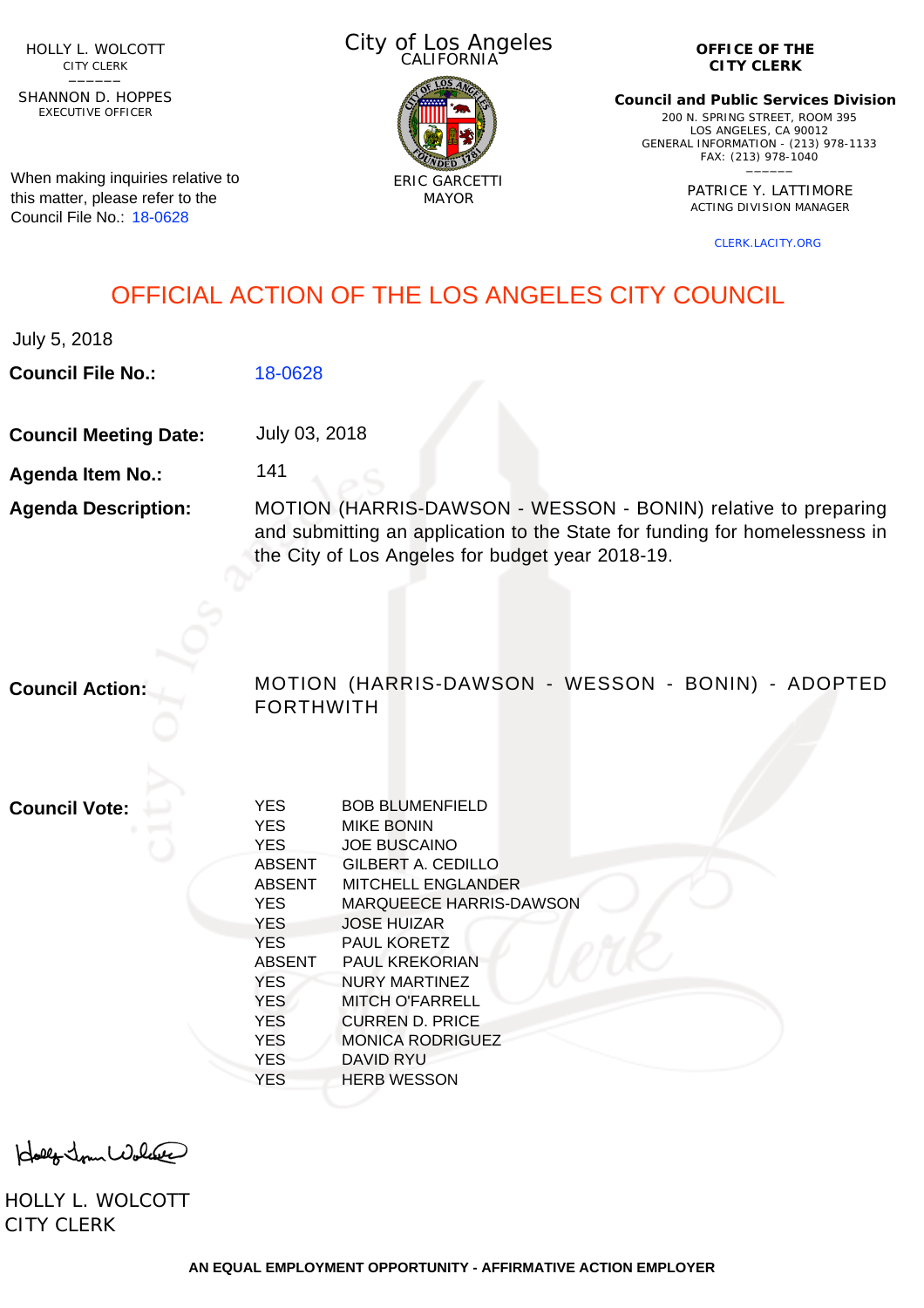HOLLY L. WOLCOTT
CITY CLERK

SHANNON D. HOPPES
EXECUTIVE OFFICER

City of Los Angeles
CALIFORNIA

ERIC GARCETTI
MAYOR

**OFFICE OF THE
CITY CLERK**

**Council and Public Services Division**
200 N. SPRING STREET, ROOM 395
LOS ANGELES, CA 90012
GENERAL INFORMATION - (213) 978-1133
FAX: (213) 978-1040

PATRICE Y. LATTIMORE
ACTING DIVISION MANAGER

CLERK.LACITY.ORG

When making inquiries relative to this matter, please refer to the Council File No.: 18-0628

# OFFICIAL ACTION OF THE LOS ANGELES CITY COUNCIL

July 5, 2018

**Council File No.:** 18-0628

**Council Meeting Date:** July 03, 2018

**Agenda Item No.:** 141

**Agenda Description:** MOTION (HARRIS-DAWSON - WESSON - BONIN) relative to preparing and submitting an application to the State for funding for homelessness in the City of Los Angeles for budget year 2018-19.

**Council Action:** MOTION (HARRIS-DAWSON - WESSON - BONIN) - ADOPTED FORTHWITH

**Council Vote:**

| | |
|---|---|
| YES | BOB BLUMENFIELD |
| YES | MIKE BONIN |
| YES | JOE BUSCAINO |
| ABSENT | GILBERT A. CEDILLO |
| ABSENT | MITCHELL ENGLANDER |
| YES | MARQUEECE HARRIS-DAWSON |
| YES | JOSE HUIZAR |
| YES | PAUL KORETZ |
| ABSENT | PAUL KREKORIAN |
| YES | NURY MARTINEZ |
| YES | MITCH O'FARRELL |
| YES | CURREN D. PRICE |
| YES | MONICA RODRIGUEZ |
| YES | DAVID RYU |
| YES | HERB WESSON |

HOLLY L. WOLCOTT
CITY CLERK

AN EQUAL EMPLOYMENT OPPORTUNITY - AFFIRMATIVE ACTION EMPLOYER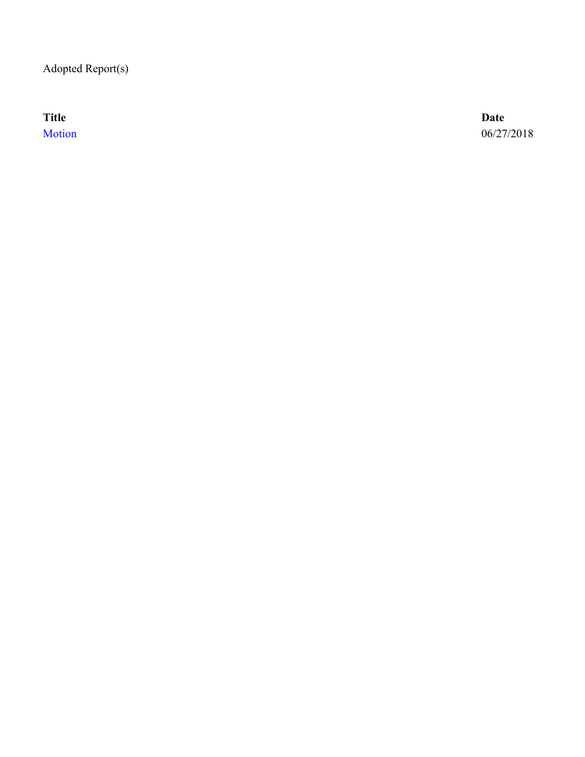Adopted Report(s)

| Title | Date |
| --- | --- |
| Motion | 06/27/2018 |